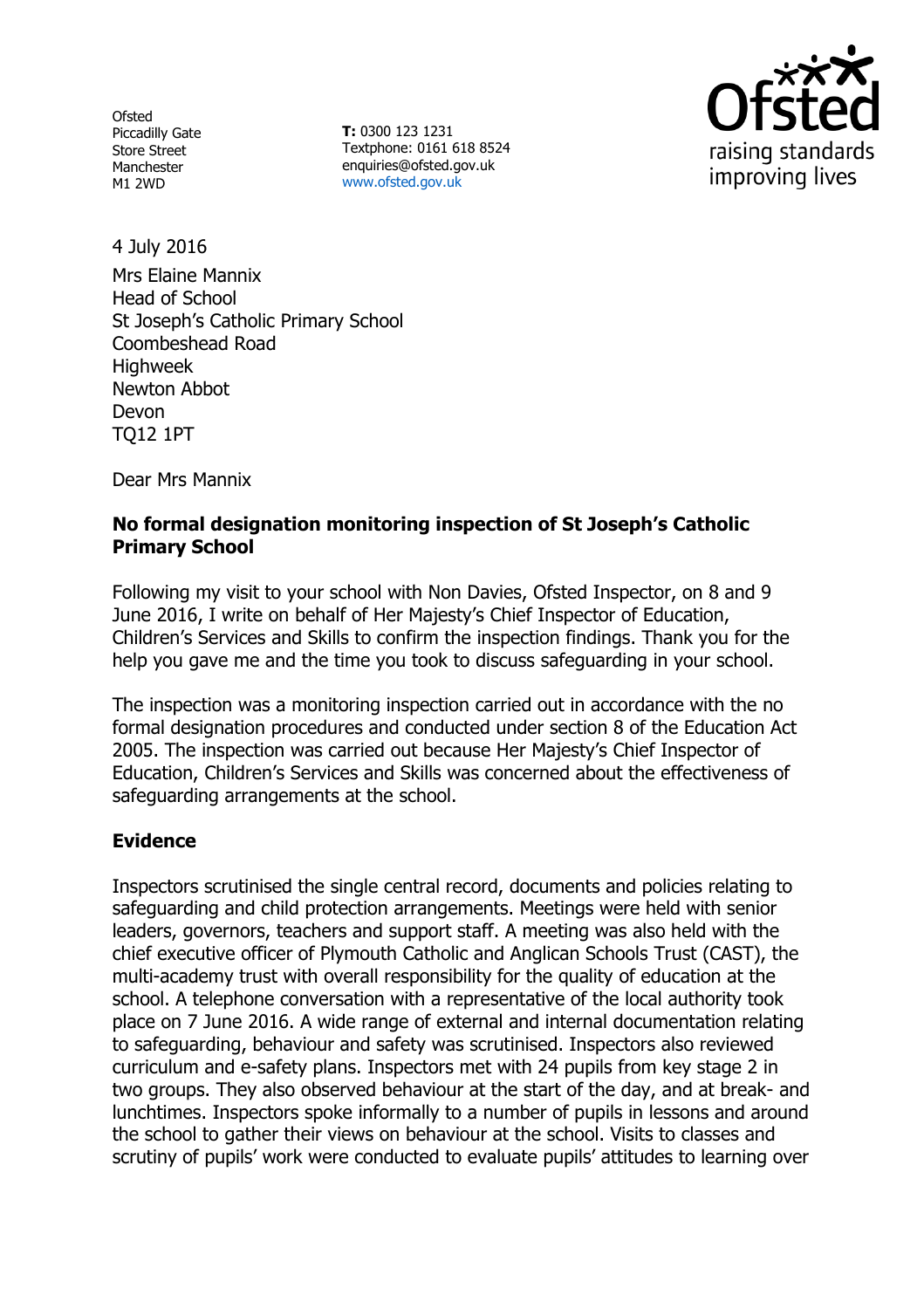Ofsted
Piccadilly Gate
Store Street
Manchester
M1 2WD

**T:** 0300 123 1231
Textphone: 0161 618 8524
enquiries@ofsted.gov.uk
www.ofsted.gov.uk

4 July 2016

Mrs Elaine Mannix
Head of School
St Joseph's Catholic Primary School
Coombeshead Road
Highweek
Newton Abbot
Devon
TQ12 1PT

Dear Mrs Mannix

**No formal designation monitoring inspection of St Joseph's Catholic Primary School**

Following my visit to your school with Non Davies, Ofsted Inspector, on 8 and 9 June 2016, I write on behalf of Her Majesty's Chief Inspector of Education, Children's Services and Skills to confirm the inspection findings. Thank you for the help you gave me and the time you took to discuss safeguarding in your school.

The inspection was a monitoring inspection carried out in accordance with the no formal designation procedures and conducted under section 8 of the Education Act 2005. The inspection was carried out because Her Majesty's Chief Inspector of Education, Children's Services and Skills was concerned about the effectiveness of safeguarding arrangements at the school.

**Evidence**

Inspectors scrutinised the single central record, documents and policies relating to safeguarding and child protection arrangements. Meetings were held with senior leaders, governors, teachers and support staff. A meeting was also held with the chief executive officer of Plymouth Catholic and Anglican Schools Trust (CAST), the multi-academy trust with overall responsibility for the quality of education at the school. A telephone conversation with a representative of the local authority took place on 7 June 2016. A wide range of external and internal documentation relating to safeguarding, behaviour and safety was scrutinised. Inspectors also reviewed curriculum and e-safety plans. Inspectors met with 24 pupils from key stage 2 in two groups. They also observed behaviour at the start of the day, and at break- and lunchtimes. Inspectors spoke informally to a number of pupils in lessons and around the school to gather their views on behaviour at the school. Visits to classes and scrutiny of pupils' work were conducted to evaluate pupils' attitudes to learning over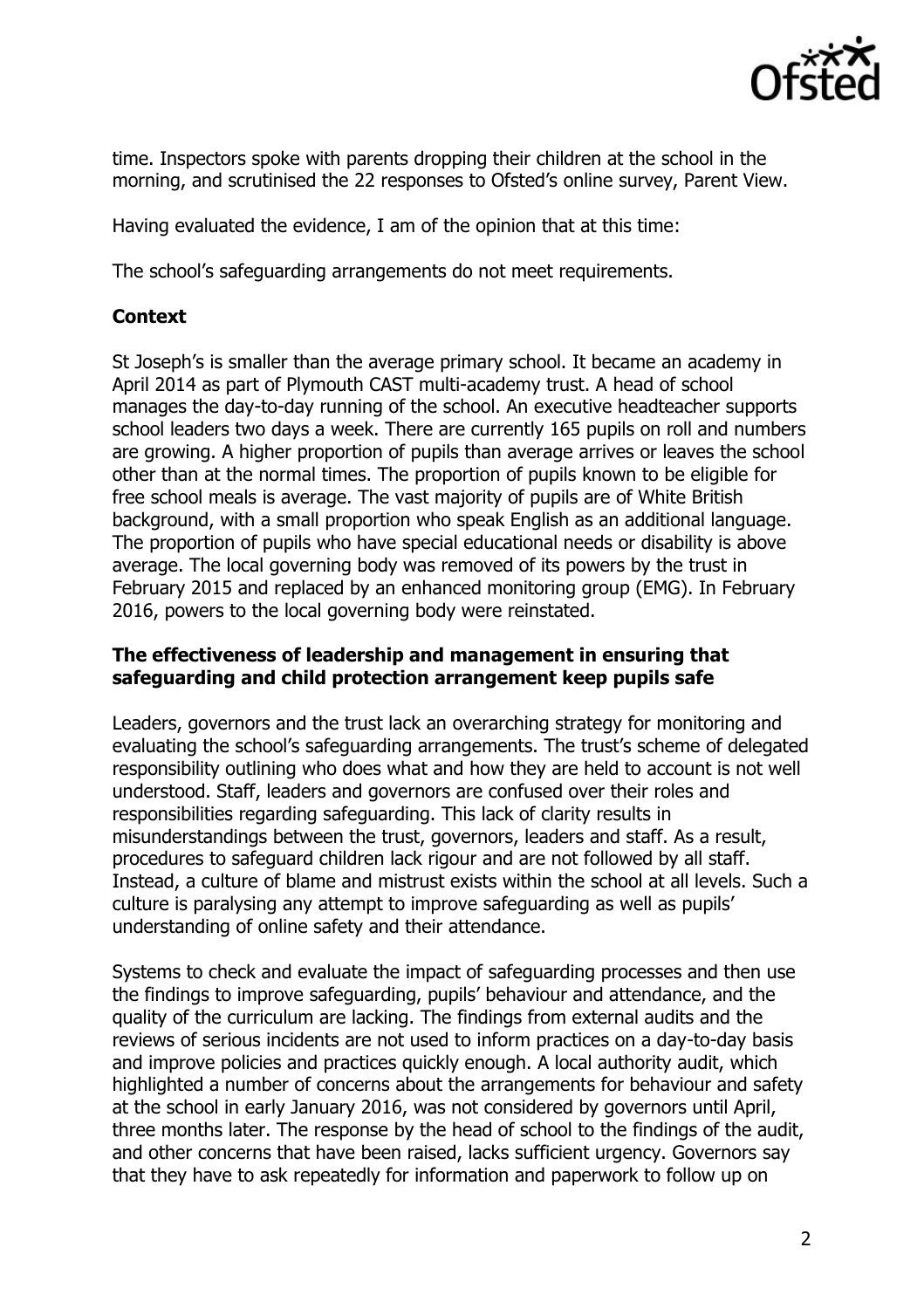time. Inspectors spoke with parents dropping their children at the school in the morning, and scrutinised the 22 responses to Ofsted's online survey, Parent View.

Having evaluated the evidence, I am of the opinion that at this time:

The school's safeguarding arrangements do not meet requirements.

### Context

St Joseph's is smaller than the average primary school. It became an academy in April 2014 as part of Plymouth CAST multi-academy trust. A head of school manages the day-to-day running of the school. An executive headteacher supports school leaders two days a week. There are currently 165 pupils on roll and numbers are growing. A higher proportion of pupils than average arrives or leaves the school other than at the normal times. The proportion of pupils known to be eligible for free school meals is average. The vast majority of pupils are of White British background, with a small proportion who speak English as an additional language. The proportion of pupils who have special educational needs or disability is above average. The local governing body was removed of its powers by the trust in February 2015 and replaced by an enhanced monitoring group (EMG). In February 2016, powers to the local governing body were reinstated.

### The effectiveness of leadership and management in ensuring that safeguarding and child protection arrangement keep pupils safe

Leaders, governors and the trust lack an overarching strategy for monitoring and evaluating the school's safeguarding arrangements. The trust's scheme of delegated responsibility outlining who does what and how they are held to account is not well understood. Staff, leaders and governors are confused over their roles and responsibilities regarding safeguarding. This lack of clarity results in misunderstandings between the trust, governors, leaders and staff. As a result, procedures to safeguard children lack rigour and are not followed by all staff. Instead, a culture of blame and mistrust exists within the school at all levels. Such a culture is paralysing any attempt to improve safeguarding as well as pupils' understanding of online safety and their attendance.

Systems to check and evaluate the impact of safeguarding processes and then use the findings to improve safeguarding, pupils' behaviour and attendance, and the quality of the curriculum are lacking. The findings from external audits and the reviews of serious incidents are not used to inform practices on a day-to-day basis and improve policies and practices quickly enough. A local authority audit, which highlighted a number of concerns about the arrangements for behaviour and safety at the school in early January 2016, was not considered by governors until April, three months later. The response by the head of school to the findings of the audit, and other concerns that have been raised, lacks sufficient urgency. Governors say that they have to ask repeatedly for information and paperwork to follow up on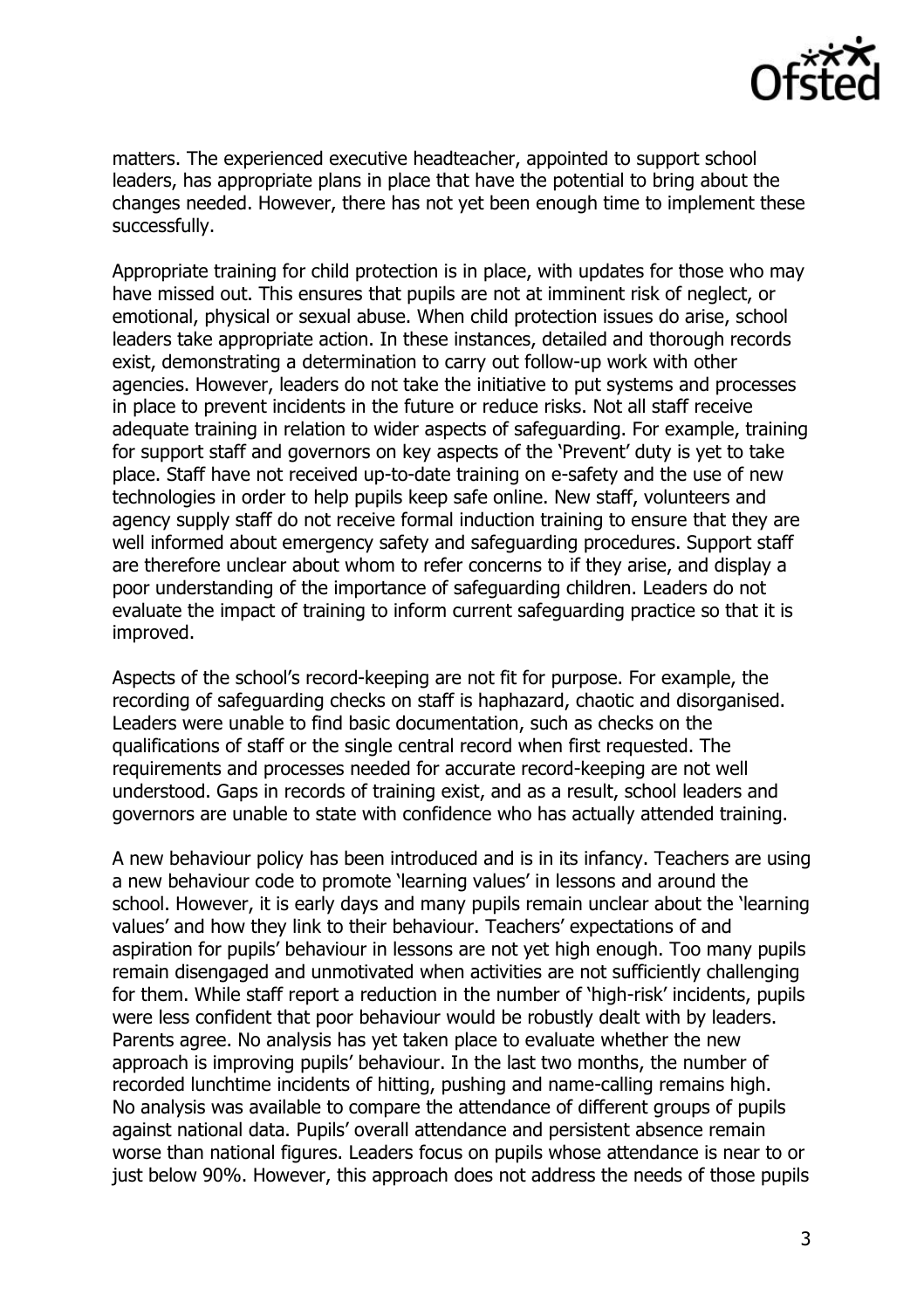matters. The experienced executive headteacher, appointed to support school leaders, has appropriate plans in place that have the potential to bring about the changes needed. However, there has not yet been enough time to implement these successfully.

Appropriate training for child protection is in place, with updates for those who may have missed out. This ensures that pupils are not at imminent risk of neglect, or emotional, physical or sexual abuse. When child protection issues do arise, school leaders take appropriate action. In these instances, detailed and thorough records exist, demonstrating a determination to carry out follow-up work with other agencies. However, leaders do not take the initiative to put systems and processes in place to prevent incidents in the future or reduce risks. Not all staff receive adequate training in relation to wider aspects of safeguarding. For example, training for support staff and governors on key aspects of the 'Prevent' duty is yet to take place. Staff have not received up-to-date training on e-safety and the use of new technologies in order to help pupils keep safe online. New staff, volunteers and agency supply staff do not receive formal induction training to ensure that they are well informed about emergency safety and safeguarding procedures. Support staff are therefore unclear about whom to refer concerns to if they arise, and display a poor understanding of the importance of safeguarding children. Leaders do not evaluate the impact of training to inform current safeguarding practice so that it is improved.

Aspects of the school's record-keeping are not fit for purpose. For example, the recording of safeguarding checks on staff is haphazard, chaotic and disorganised. Leaders were unable to find basic documentation, such as checks on the qualifications of staff or the single central record when first requested. The requirements and processes needed for accurate record-keeping are not well understood. Gaps in records of training exist, and as a result, school leaders and governors are unable to state with confidence who has actually attended training.

A new behaviour policy has been introduced and is in its infancy. Teachers are using a new behaviour code to promote 'learning values' in lessons and around the school. However, it is early days and many pupils remain unclear about the 'learning values' and how they link to their behaviour. Teachers' expectations of and aspiration for pupils' behaviour in lessons are not yet high enough. Too many pupils remain disengaged and unmotivated when activities are not sufficiently challenging for them. While staff report a reduction in the number of 'high-risk' incidents, pupils were less confident that poor behaviour would be robustly dealt with by leaders. Parents agree. No analysis has yet taken place to evaluate whether the new approach is improving pupils' behaviour. In the last two months, the number of recorded lunchtime incidents of hitting, pushing and name-calling remains high. No analysis was available to compare the attendance of different groups of pupils against national data. Pupils' overall attendance and persistent absence remain worse than national figures. Leaders focus on pupils whose attendance is near to or just below 90%. However, this approach does not address the needs of those pupils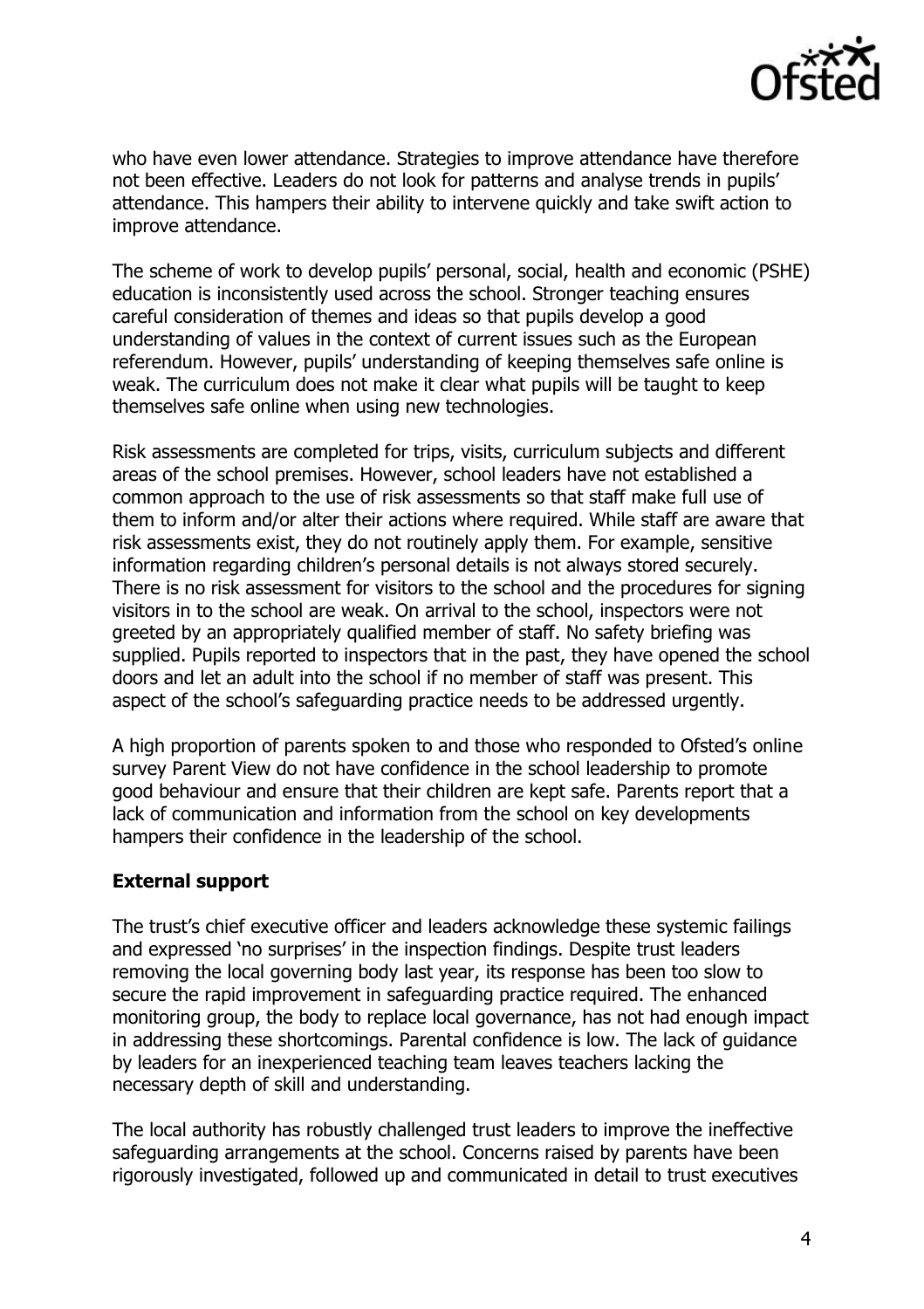who have even lower attendance. Strategies to improve attendance have therefore not been effective. Leaders do not look for patterns and analyse trends in pupils' attendance. This hampers their ability to intervene quickly and take swift action to improve attendance.

The scheme of work to develop pupils' personal, social, health and economic (PSHE) education is inconsistently used across the school. Stronger teaching ensures careful consideration of themes and ideas so that pupils develop a good understanding of values in the context of current issues such as the European referendum. However, pupils' understanding of keeping themselves safe online is weak. The curriculum does not make it clear what pupils will be taught to keep themselves safe online when using new technologies.

Risk assessments are completed for trips, visits, curriculum subjects and different areas of the school premises. However, school leaders have not established a common approach to the use of risk assessments so that staff make full use of them to inform and/or alter their actions where required. While staff are aware that risk assessments exist, they do not routinely apply them. For example, sensitive information regarding children's personal details is not always stored securely. There is no risk assessment for visitors to the school and the procedures for signing visitors in to the school are weak. On arrival to the school, inspectors were not greeted by an appropriately qualified member of staff. No safety briefing was supplied. Pupils reported to inspectors that in the past, they have opened the school doors and let an adult into the school if no member of staff was present. This aspect of the school's safeguarding practice needs to be addressed urgently.

A high proportion of parents spoken to and those who responded to Ofsted's online survey Parent View do not have confidence in the school leadership to promote good behaviour and ensure that their children are kept safe. Parents report that a lack of communication and information from the school on key developments hampers their confidence in the leadership of the school.

### External support

The trust's chief executive officer and leaders acknowledge these systemic failings and expressed 'no surprises' in the inspection findings. Despite trust leaders removing the local governing body last year, its response has been too slow to secure the rapid improvement in safeguarding practice required. The enhanced monitoring group, the body to replace local governance, has not had enough impact in addressing these shortcomings. Parental confidence is low. The lack of guidance by leaders for an inexperienced teaching team leaves teachers lacking the necessary depth of skill and understanding.

The local authority has robustly challenged trust leaders to improve the ineffective safeguarding arrangements at the school. Concerns raised by parents have been rigorously investigated, followed up and communicated in detail to trust executives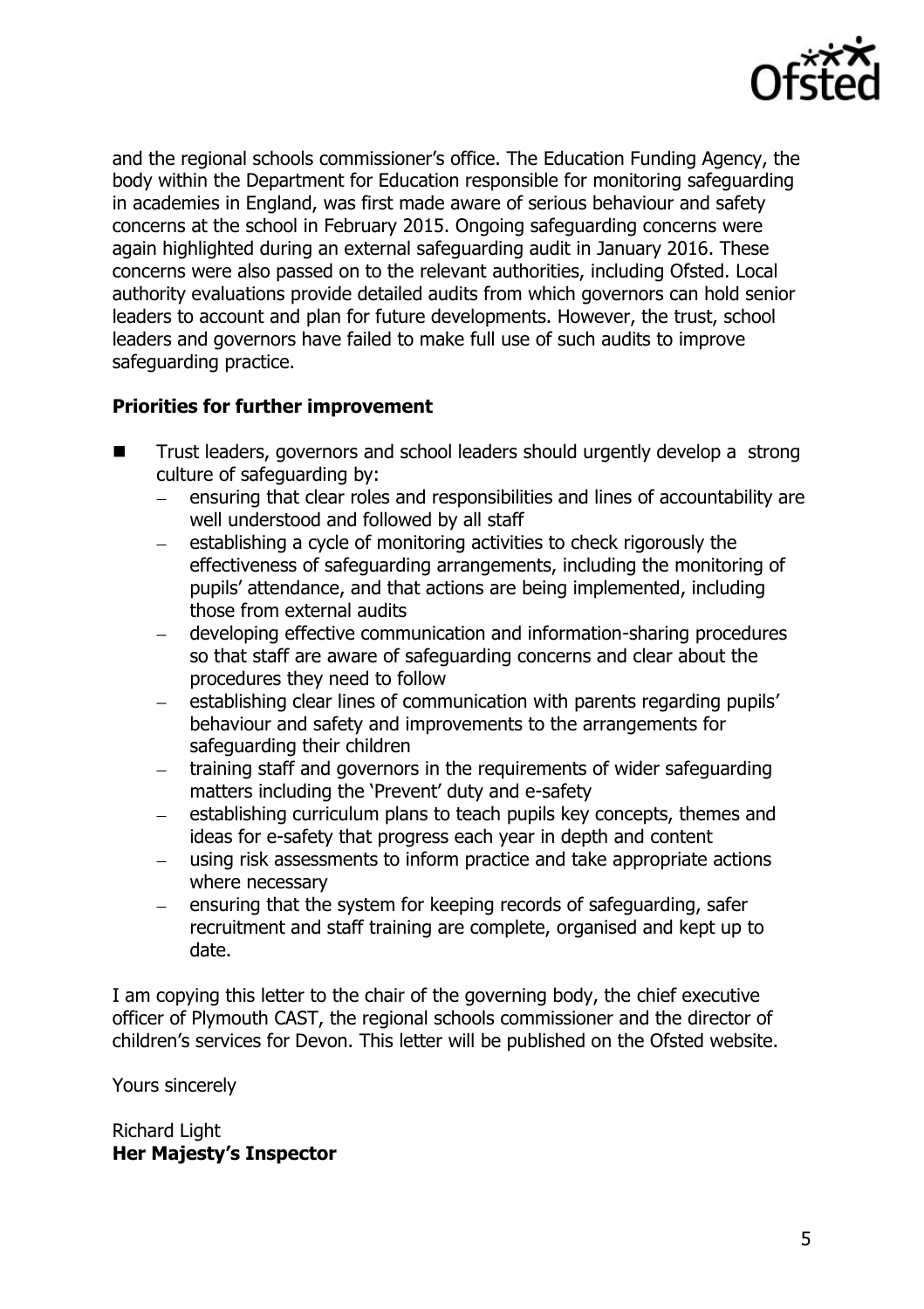and the regional schools commissioner's office. The Education Funding Agency, the body within the Department for Education responsible for monitoring safeguarding in academies in England, was first made aware of serious behaviour and safety concerns at the school in February 2015. Ongoing safeguarding concerns were again highlighted during an external safeguarding audit in January 2016. These concerns were also passed on to the relevant authorities, including Ofsted. Local authority evaluations provide detailed audits from which governors can hold senior leaders to account and plan for future developments. However, the trust, school leaders and governors have failed to make full use of such audits to improve safeguarding practice.

**Priorities for further improvement**

- Trust leaders, governors and school leaders should urgently develop a strong culture of safeguarding by:
  - ensuring that clear roles and responsibilities and lines of accountability are well understood and followed by all staff
  - establishing a cycle of monitoring activities to check rigorously the effectiveness of safeguarding arrangements, including the monitoring of pupils' attendance, and that actions are being implemented, including those from external audits
  - developing effective communication and information-sharing procedures so that staff are aware of safeguarding concerns and clear about the procedures they need to follow
  - establishing clear lines of communication with parents regarding pupils' behaviour and safety and improvements to the arrangements for safeguarding their children
  - training staff and governors in the requirements of wider safeguarding matters including the 'Prevent' duty and e-safety
  - establishing curriculum plans to teach pupils key concepts, themes and ideas for e-safety that progress each year in depth and content
  - using risk assessments to inform practice and take appropriate actions where necessary
  - ensuring that the system for keeping records of safeguarding, safer recruitment and staff training are complete, organised and kept up to date.

I am copying this letter to the chair of the governing body, the chief executive officer of Plymouth CAST, the regional schools commissioner and the director of children's services for Devon. This letter will be published on the Ofsted website.

Yours sincerely

Richard Light
**Her Majesty's Inspector**